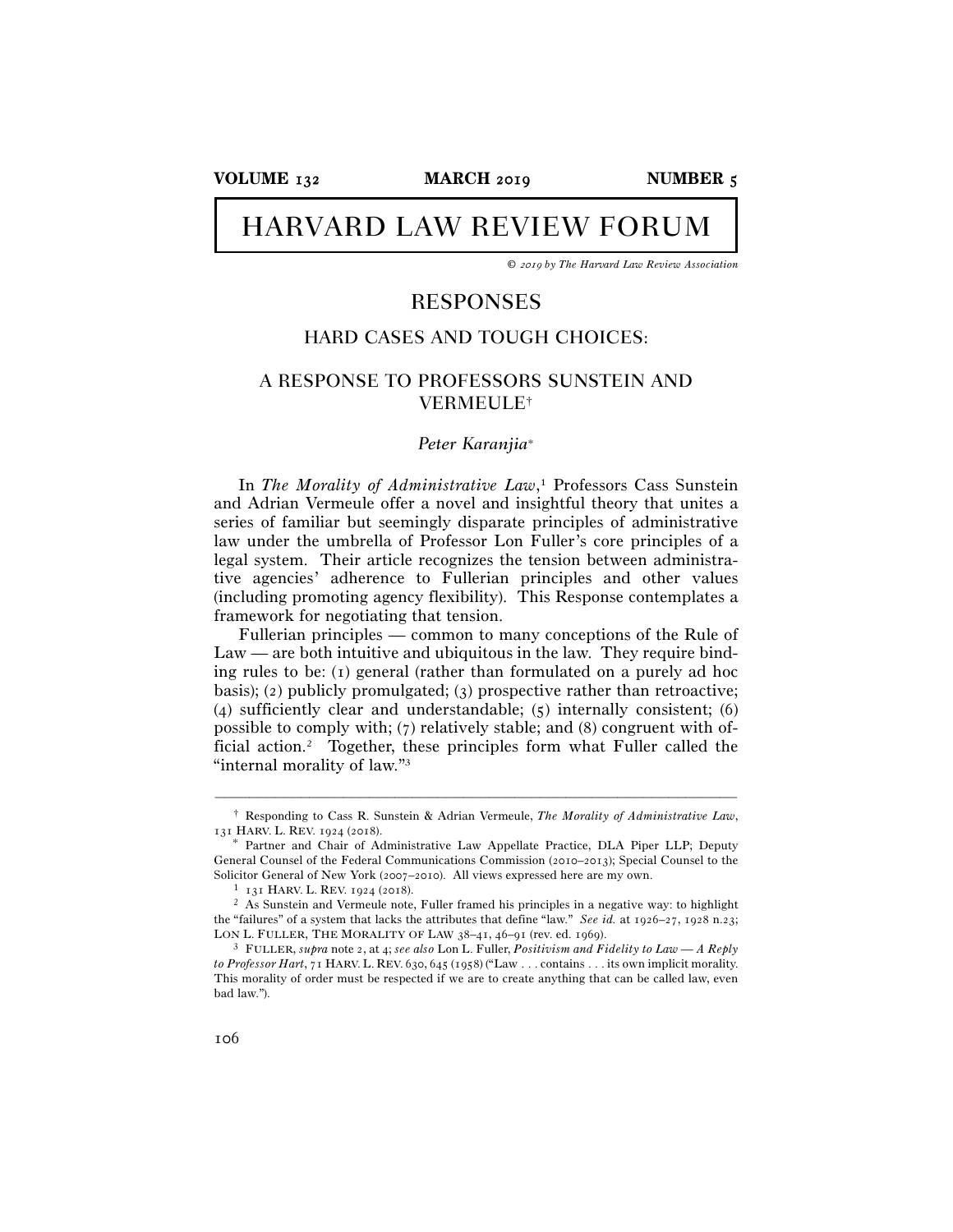# HARVARD LAW REVIEW FORUM

*© 2019 by The Harvard Law Review Association*

## RESPONSES

### HARD CASES AND TOUGH CHOICES:

### A RESPONSE TO PROFESSORS SUNSTEIN AND VERMEULE†

*Peter Karanjia*\*

In *The Morality of Administrative Law*,[1] Professors Cass Sunstein and Adrian Vermeule offer a novel and insightful theory that unites a series of familiar but seemingly disparate principles of administrative law under the umbrella of Professor Lon Fuller's core principles of a legal system. Their article recognizes the tension between administrative agencies' adherence to Fullerian principles and other values (including promoting agency flexibility). This Response contemplates a framework for negotiating that tension.

Fullerian principles — common to many conceptions of the Rule of Law — are both intuitive and ubiquitous in the law. They require binding rules to be: (1) general (rather than formulated on a purely ad hoc basis); (2) publicly promulgated; (3) prospective rather than retroactive; (4) sufficiently clear and understandable; (5) internally consistent; (6) possible to comply with; (7) relatively stable; and (8) congruent with official action.[2] Together, these principles form what Fuller called the "internal morality of law."[3]

---

† Responding to Cass R. Sunstein & Adrian Vermeule, *The Morality of Administrative Law*, 131 HARV. L. REV. 1924 (2018).

\* Partner and Chair of Administrative Law Appellate Practice, DLA Piper LLP; Deputy General Counsel of the Federal Communications Commission (2010–2013); Special Counsel to the Solicitor General of New York (2007–2010). All views expressed here are my own.

[1] 131 HARV. L. REV. 1924 (2018).

[2] As Sunstein and Vermeule note, Fuller framed his principles in a negative way: to highlight the "failures" of a system that lacks the attributes that define "law." *See id.* at 1926–27, 1928 n.23; LON L. FULLER, THE MORALITY OF LAW 38–41, 46–91 (rev. ed. 1969).

[3] FULLER, *supra* note 2, at 4; *see also* Lon L. Fuller, *Positivism and Fidelity to Law — A Reply to Professor Hart*, 71 HARV. L. REV. 630, 645 (1958) ("Law . . . contains . . . its own implicit morality. This morality of order must be respected if we are to create anything that can be called law, even bad law.").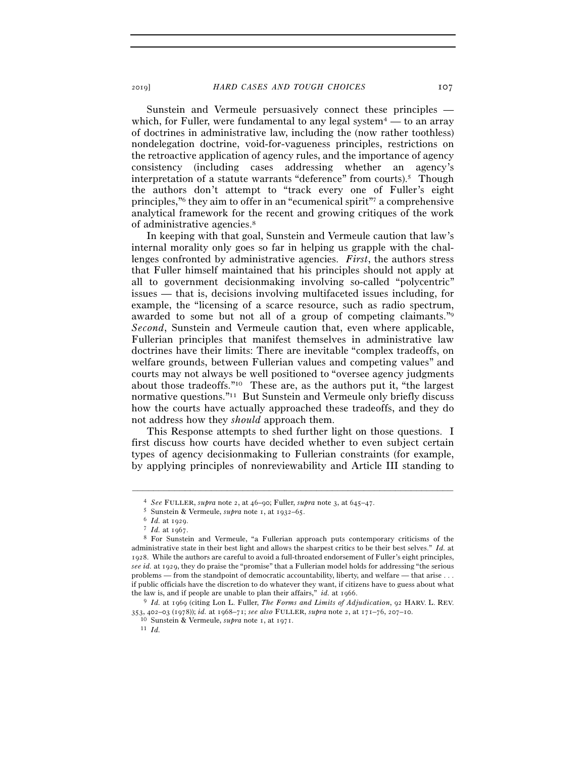Sunstein and Vermeule persuasively connect these principles — which, for Fuller, were fundamental to any legal system[4] — to an array of doctrines in administrative law, including the (now rather toothless) nondelegation doctrine, void-for-vagueness principles, restrictions on the retroactive application of agency rules, and the importance of agency consistency (including cases addressing whether an agency's interpretation of a statute warrants "deference" from courts).[5] Though the authors don't attempt to "track every one of Fuller's eight principles,"[6] they aim to offer in an "ecumenical spirit"[7] a comprehensive analytical framework for the recent and growing critiques of the work of administrative agencies.[8]

In keeping with that goal, Sunstein and Vermeule caution that law's internal morality only goes so far in helping us grapple with the challenges confronted by administrative agencies. *First*, the authors stress that Fuller himself maintained that his principles should not apply at all to government decisionmaking involving so-called "polycentric" issues — that is, decisions involving multifaceted issues including, for example, the "licensing of a scarce resource, such as radio spectrum, awarded to some but not all of a group of competing claimants."[9] *Second*, Sunstein and Vermeule caution that, even where applicable, Fullerian principles that manifest themselves in administrative law doctrines have their limits: There are inevitable "complex tradeoffs, on welfare grounds, between Fullerian values and competing values" and courts may not always be well positioned to "oversee agency judgments about those tradeoffs."[10] These are, as the authors put it, "the largest normative questions."[11] But Sunstein and Vermeule only briefly discuss how the courts have actually approached these tradeoffs, and they do not address how they *should* approach them.

This Response attempts to shed further light on those questions. I first discuss how courts have decided whether to even subject certain types of agency decisionmaking to Fullerian constraints (for example, by applying principles of nonreviewability and Article III standing to

---

[4] *See* FULLER, *supra* note 2, at 46–90; Fuller, *supra* note 3, at 645–47.

[5] Sunstein & Vermeule, *supra* note 1, at 1932–65.

[6] *Id.* at 1929.

[7] *Id.* at 1967.

[8] For Sunstein and Vermeule, "a Fullerian approach puts contemporary criticisms of the administrative state in their best light and allows the sharpest critics to be their best selves." *Id.* at 1928. While the authors are careful to avoid a full-throated endorsement of Fuller's eight principles, *see id.* at 1929, they do praise the "promise" that a Fullerian model holds for addressing "the serious problems — from the standpoint of democratic accountability, liberty, and welfare — that arise . . . if public officials have the discretion to do whatever they want, if citizens have to guess about what the law is, and if people are unable to plan their affairs," *id.* at 1966.

[9] *Id.* at 1969 (citing Lon L. Fuller, *The Forms and Limits of Adjudication*, 92 HARV. L. REV. 353, 402–03 (1978)); *id.* at 1968–71; *see also* FULLER, *supra* note 2, at 171–76, 207–10.

[10] Sunstein & Vermeule, *supra* note 1, at 1971.

[11] *Id.*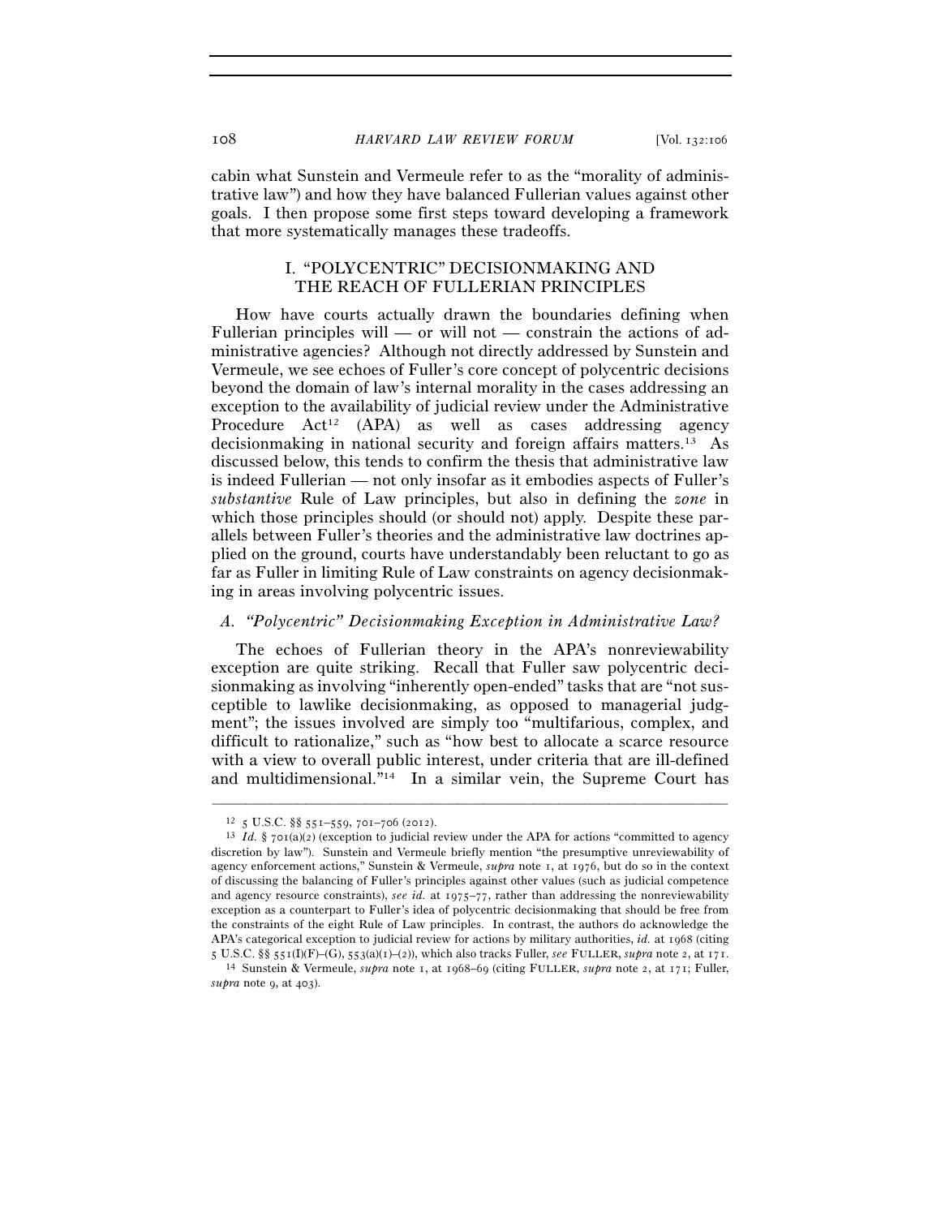cabin what Sunstein and Vermeule refer to as the "morality of administrative law") and how they have balanced Fullerian values against other goals. I then propose some first steps toward developing a framework that more systematically manages these tradeoffs.

## I. "POLYCENTRIC" DECISIONMAKING AND THE REACH OF FULLERIAN PRINCIPLES

How have courts actually drawn the boundaries defining when Fullerian principles will — or will not — constrain the actions of administrative agencies? Although not directly addressed by Sunstein and Vermeule, we see echoes of Fuller's core concept of polycentric decisions beyond the domain of law's internal morality in the cases addressing an exception to the availability of judicial review under the Administrative Procedure Act[12] (APA) as well as cases addressing agency decisionmaking in national security and foreign affairs matters.[13] As discussed below, this tends to confirm the thesis that administrative law is indeed Fullerian — not only insofar as it embodies aspects of Fuller's *substantive* Rule of Law principles, but also in defining the *zone* in which those principles should (or should not) apply. Despite these parallels between Fuller's theories and the administrative law doctrines applied on the ground, courts have understandably been reluctant to go as far as Fuller in limiting Rule of Law constraints on agency decisionmaking in areas involving polycentric issues.

### *A. "Polycentric" Decisionmaking Exception in Administrative Law?*

The echoes of Fullerian theory in the APA's nonreviewability exception are quite striking. Recall that Fuller saw polycentric decisionmaking as involving "inherently open-ended" tasks that are "not susceptible to lawlike decisionmaking, as opposed to managerial judgment"; the issues involved are simply too "multifarious, complex, and difficult to rationalize," such as "how best to allocate a scarce resource with a view to overall public interest, under criteria that are ill-defined and multidimensional."[14] In a similar vein, the Supreme Court has

---

[12] 5 U.S.C. §§ 551–559, 701–706 (2012).

[13] *Id.* § 701(a)(2) (exception to judicial review under the APA for actions "committed to agency discretion by law"). Sunstein and Vermeule briefly mention "the presumptive unreviewability of agency enforcement actions," Sunstein & Vermeule, *supra* note 1, at 1976, but do so in the context of discussing the balancing of Fuller's principles against other values (such as judicial competence and agency resource constraints), *see id.* at 1975–77, rather than addressing the nonreviewability exception as a counterpart to Fuller's idea of polycentric decisionmaking that should be free from the constraints of the eight Rule of Law principles. In contrast, the authors do acknowledge the APA's categorical exception to judicial review for actions by military authorities, *id.* at 1968 (citing 5 U.S.C. §§ 551(I)(F)–(G), 553(a)(1)–(2)), which also tracks Fuller, *see* FULLER, *supra* note 2, at 171.

[14] Sunstein & Vermeule, *supra* note 1, at 1968–69 (citing FULLER, *supra* note 2, at 171; Fuller, *supra* note 9, at 403).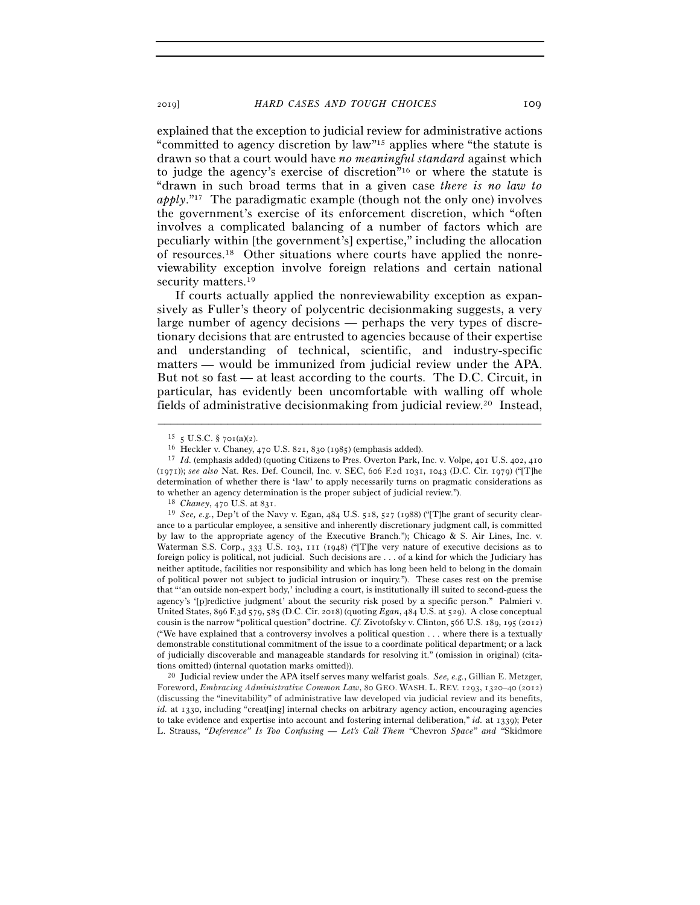explained that the exception to judicial review for administrative actions "committed to agency discretion by law"[15] applies where "the statute is drawn so that a court would have *no meaningful standard* against which to judge the agency's exercise of discretion"[16] or where the statute is "drawn in such broad terms that in a given case *there is no law to apply*."[17] The paradigmatic example (though not the only one) involves the government's exercise of its enforcement discretion, which "often involves a complicated balancing of a number of factors which are peculiarly within [the government's] expertise," including the allocation of resources.[18] Other situations where courts have applied the nonreviewability exception involve foreign relations and certain national security matters.[19]

If courts actually applied the nonreviewability exception as expansively as Fuller's theory of polycentric decisionmaking suggests, a very large number of agency decisions — perhaps the very types of discretionary decisions that are entrusted to agencies because of their expertise and understanding of technical, scientific, and industry-specific matters — would be immunized from judicial review under the APA. But not so fast — at least according to the courts. The D.C. Circuit, in particular, has evidently been uncomfortable with walling off whole fields of administrative decisionmaking from judicial review.[20] Instead,

---

[15] 5 U.S.C. § 701(a)(2).

[16] Heckler v. Chaney, 470 U.S. 821, 830 (1985) (emphasis added).

[17] *Id.* (emphasis added) (quoting Citizens to Pres. Overton Park, Inc. v. Volpe, 401 U.S. 402, 410 (1971)); *see also* Nat. Res. Def. Council, Inc. v. SEC, 606 F.2d 1031, 1043 (D.C. Cir. 1979) ("[T]he determination of whether there is 'law' to apply necessarily turns on pragmatic considerations as to whether an agency determination is the proper subject of judicial review.").

[18] *Chaney*, 470 U.S. at 831.

[19] *See, e.g.*, Dep't of the Navy v. Egan, 484 U.S. 518, 527 (1988) ("[T]he grant of security clearance to a particular employee, a sensitive and inherently discretionary judgment call, is committed by law to the appropriate agency of the Executive Branch."); Chicago & S. Air Lines, Inc. v. Waterman S.S. Corp., 333 U.S. 103, 111 (1948) ("[T]he very nature of executive decisions as to foreign policy is political, not judicial. Such decisions are . . . of a kind for which the Judiciary has neither aptitude, facilities nor responsibility and which has long been held to belong in the domain of political power not subject to judicial intrusion or inquiry."). These cases rest on the premise that "'an outside non-expert body,' including a court, is institutionally ill suited to second-guess the agency's '[p]redictive judgment' about the security risk posed by a specific person." Palmieri v. United States, 896 F.3d 579, 585 (D.C. Cir. 2018) (quoting *Egan*, 484 U.S. at 529). A close conceptual cousin is the narrow "political question" doctrine. *Cf.* Zivotofsky v. Clinton, 566 U.S. 189, 195 (2012) ("We have explained that a controversy involves a political question . . . where there is a textually demonstrable constitutional commitment of the issue to a coordinate political department; or a lack of judicially discoverable and manageable standards for resolving it." (omission in original) (citations omitted) (internal quotation marks omitted)).

[20] Judicial review under the APA itself serves many welfarist goals. *See, e.g.*, Gillian E. Metzger, Foreword, *Embracing Administrative Common Law*, 80 GEO. WASH. L. REV. 1293, 1320–40 (2012) (discussing the "inevitability" of administrative law developed via judicial review and its benefits, *id.* at 1330, including "creat[ing] internal checks on arbitrary agency action, encouraging agencies to take evidence and expertise into account and fostering internal deliberation," *id.* at 1339); Peter L. Strauss, *"Deference" Is Too Confusing — Let's Call Them "*Chevron *Space" and "*Skidmore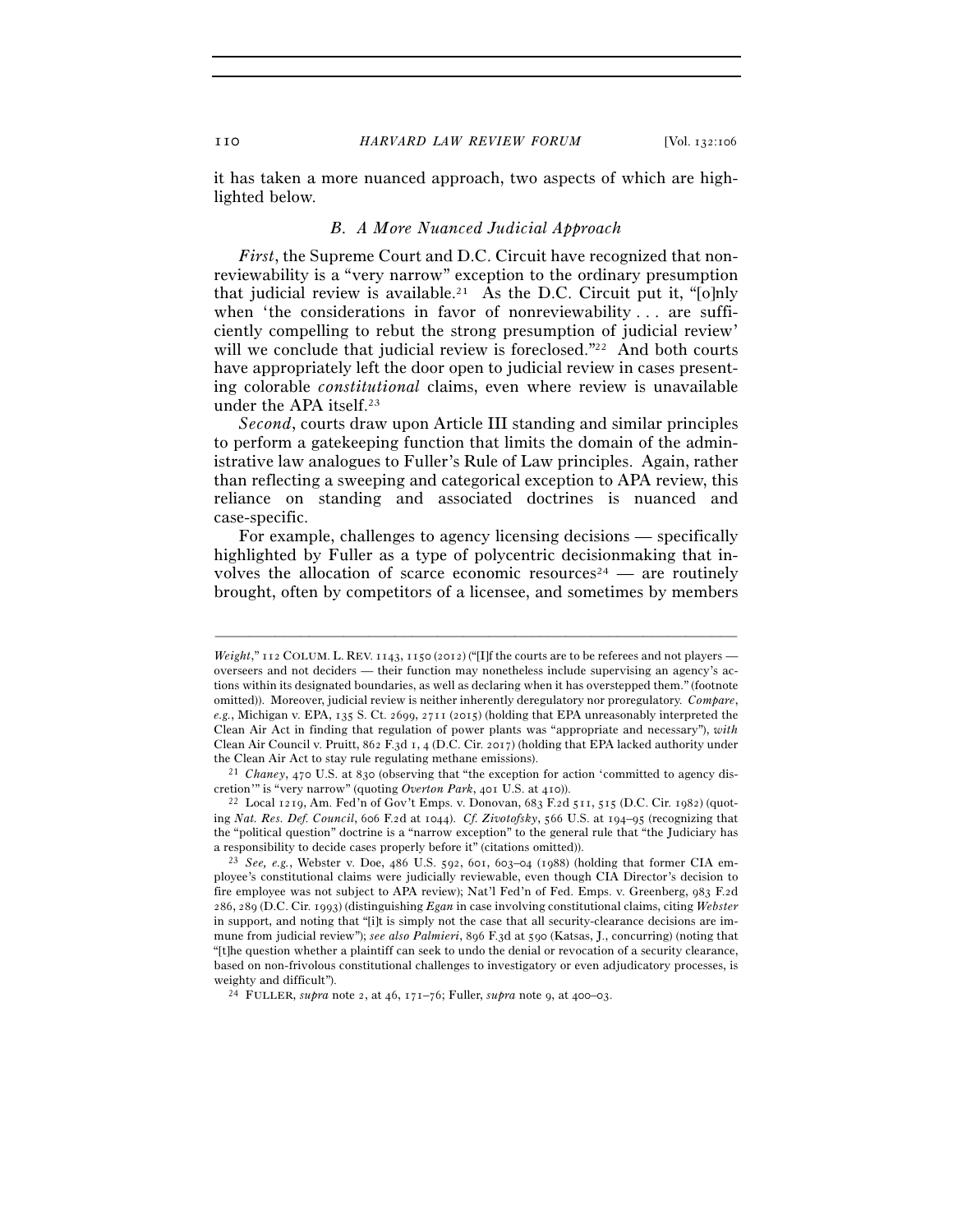it has taken a more nuanced approach, two aspects of which are highlighted below.

### *B. A More Nuanced Judicial Approach*

*First*, the Supreme Court and D.C. Circuit have recognized that nonreviewability is a "very narrow" exception to the ordinary presumption that judicial review is available.[21] As the D.C. Circuit put it, "[o]nly when 'the considerations in favor of nonreviewability . . . are sufficiently compelling to rebut the strong presumption of judicial review' will we conclude that judicial review is foreclosed."[22] And both courts have appropriately left the door open to judicial review in cases presenting colorable *constitutional* claims, even where review is unavailable under the APA itself.[23]

*Second*, courts draw upon Article III standing and similar principles to perform a gatekeeping function that limits the domain of the administrative law analogues to Fuller's Rule of Law principles. Again, rather than reflecting a sweeping and categorical exception to APA review, this reliance on standing and associated doctrines is nuanced and case-specific.

For example, challenges to agency licensing decisions — specifically highlighted by Fuller as a type of polycentric decisionmaking that involves the allocation of scarce economic resources[24] — are routinely brought, often by competitors of a licensee, and sometimes by members

---

*Weight*," 112 COLUM. L. REV. 1143, 1150 (2012) ("[I]f the courts are to be referees and not players — overseers and not deciders — their function may nonetheless include supervising an agency's actions within its designated boundaries, as well as declaring when it has overstepped them." (footnote omitted)). Moreover, judicial review is neither inherently deregulatory nor proregulatory. *Compare*, *e.g.*, Michigan v. EPA, 135 S. Ct. 2699, 2711 (2015) (holding that EPA unreasonably interpreted the Clean Air Act in finding that regulation of power plants was "appropriate and necessary"), *with* Clean Air Council v. Pruitt, 862 F.3d 1, 4 (D.C. Cir. 2017) (holding that EPA lacked authority under the Clean Air Act to stay rule regulating methane emissions).

[21] *Chaney*, 470 U.S. at 830 (observing that "the exception for action 'committed to agency discretion'" is "very narrow" (quoting *Overton Park*, 401 U.S. at 410)).

[22] Local 1219, Am. Fed'n of Gov't Emps. v. Donovan, 683 F.2d 511, 515 (D.C. Cir. 1982) (quoting *Nat. Res. Def. Council*, 606 F.2d at 1044). *Cf. Zivotofsky*, 566 U.S. at 194–95 (recognizing that the "political question" doctrine is a "narrow exception" to the general rule that "the Judiciary has a responsibility to decide cases properly before it" (citations omitted)).

[23] *See, e.g.*, Webster v. Doe, 486 U.S. 592, 601, 603–04 (1988) (holding that former CIA employee's constitutional claims were judicially reviewable, even though CIA Director's decision to fire employee was not subject to APA review); Nat'l Fed'n of Fed. Emps. v. Greenberg, 983 F.2d 286, 289 (D.C. Cir. 1993) (distinguishing *Egan* in case involving constitutional claims, citing *Webster* in support, and noting that "[i]t is simply not the case that all security-clearance decisions are immune from judicial review"); *see also Palmieri*, 896 F.3d at 590 (Katsas, J., concurring) (noting that "[t]he question whether a plaintiff can seek to undo the denial or revocation of a security clearance, based on non-frivolous constitutional challenges to investigatory or even adjudicatory processes, is weighty and difficult").

[24] FULLER, *supra* note 2, at 46, 171–76; Fuller, *supra* note 9, at 400–03.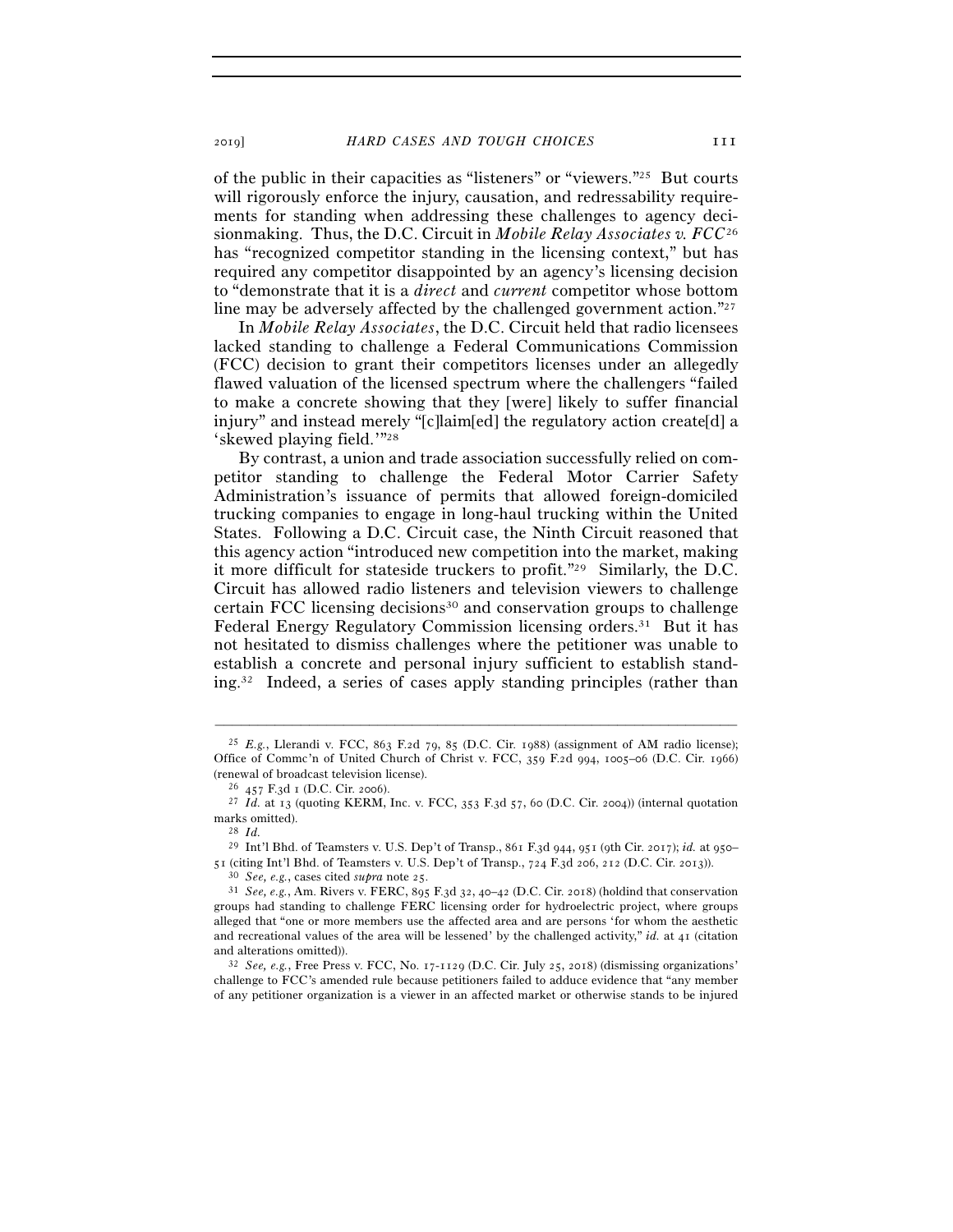of the public in their capacities as "listeners" or "viewers."[25] But courts will rigorously enforce the injury, causation, and redressability requirements for standing when addressing these challenges to agency decisionmaking. Thus, the D.C. Circuit in *Mobile Relay Associates v. FCC*[26] has "recognized competitor standing in the licensing context," but has required any competitor disappointed by an agency's licensing decision to "demonstrate that it is a *direct* and *current* competitor whose bottom line may be adversely affected by the challenged government action."[27]

In *Mobile Relay Associates*, the D.C. Circuit held that radio licensees lacked standing to challenge a Federal Communications Commission (FCC) decision to grant their competitors licenses under an allegedly flawed valuation of the licensed spectrum where the challengers "failed to make a concrete showing that they [were] likely to suffer financial injury" and instead merely "[c]laim[ed] the regulatory action create[d] a 'skewed playing field.'"[28]

By contrast, a union and trade association successfully relied on competitor standing to challenge the Federal Motor Carrier Safety Administration's issuance of permits that allowed foreign-domiciled trucking companies to engage in long-haul trucking within the United States. Following a D.C. Circuit case, the Ninth Circuit reasoned that this agency action "introduced new competition into the market, making it more difficult for stateside truckers to profit."[29] Similarly, the D.C. Circuit has allowed radio listeners and television viewers to challenge certain FCC licensing decisions[30] and conservation groups to challenge Federal Energy Regulatory Commission licensing orders.[31] But it has not hesitated to dismiss challenges where the petitioner was unable to establish a concrete and personal injury sufficient to establish standing.[32] Indeed, a series of cases apply standing principles (rather than

---

[25] *E.g.*, Llerandi v. FCC, 863 F.2d 79, 85 (D.C. Cir. 1988) (assignment of AM radio license); Office of Commc'n of United Church of Christ v. FCC, 359 F.2d 994, 1005–06 (D.C. Cir. 1966) (renewal of broadcast television license).

[26] 457 F.3d 1 (D.C. Cir. 2006).

[27] *Id.* at 13 (quoting KERM, Inc. v. FCC, 353 F.3d 57, 60 (D.C. Cir. 2004)) (internal quotation marks omitted).

[28] *Id.*

[29] Int'l Bhd. of Teamsters v. U.S. Dep't of Transp., 861 F.3d 944, 951 (9th Cir. 2017); *id.* at 950–51 (citing Int'l Bhd. of Teamsters v. U.S. Dep't of Transp., 724 F.3d 206, 212 (D.C. Cir. 2013)).

[30] *See, e.g.*, cases cited *supra* note 25.

[31] *See, e.g.*, Am. Rivers v. FERC, 895 F.3d 32, 40–42 (D.C. Cir. 2018) (holdind that conservation groups had standing to challenge FERC licensing order for hydroelectric project, where groups alleged that "one or more members use the affected area and are persons 'for whom the aesthetic and recreational values of the area will be lessened' by the challenged activity," *id.* at 41 (citation and alterations omitted)).

[32] *See, e.g.*, Free Press v. FCC, No. 17-1129 (D.C. Cir. July 25, 2018) (dismissing organizations' challenge to FCC's amended rule because petitioners failed to adduce evidence that "any member of any petitioner organization is a viewer in an affected market or otherwise stands to be injured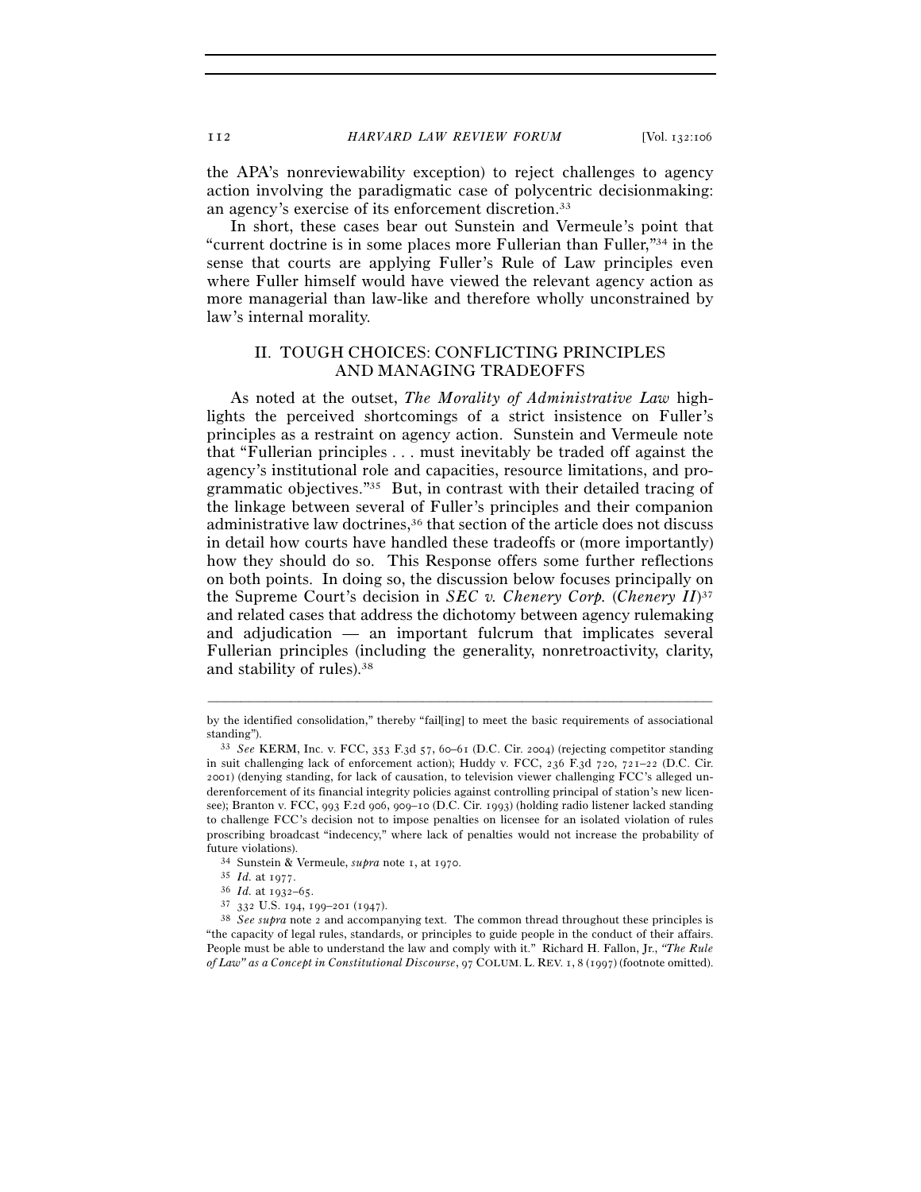the APA's nonreviewability exception) to reject challenges to agency action involving the paradigmatic case of polycentric decisionmaking: an agency's exercise of its enforcement discretion.[33]

In short, these cases bear out Sunstein and Vermeule's point that "current doctrine is in some places more Fullerian than Fuller,"[34] in the sense that courts are applying Fuller's Rule of Law principles even where Fuller himself would have viewed the relevant agency action as more managerial than law-like and therefore wholly unconstrained by law's internal morality.

## II. TOUGH CHOICES: CONFLICTING PRINCIPLES AND MANAGING TRADEOFFS

As noted at the outset, *The Morality of Administrative Law* highlights the perceived shortcomings of a strict insistence on Fuller's principles as a restraint on agency action. Sunstein and Vermeule note that "Fullerian principles . . . must inevitably be traded off against the agency's institutional role and capacities, resource limitations, and programmatic objectives."[35] But, in contrast with their detailed tracing of the linkage between several of Fuller's principles and their companion administrative law doctrines,[36] that section of the article does not discuss in detail how courts have handled these tradeoffs or (more importantly) how they should do so. This Response offers some further reflections on both points. In doing so, the discussion below focuses principally on the Supreme Court's decision in *SEC v. Chenery Corp.* (*Chenery II*)[37] and related cases that address the dichotomy between agency rulemaking and adjudication — an important fulcrum that implicates several Fullerian principles (including the generality, nonretroactivity, clarity, and stability of rules).[38]

---

by the identified consolidation," thereby "fail[ing] to meet the basic requirements of associational standing").

[33] *See* KERM, Inc. v. FCC, 353 F.3d 57, 60–61 (D.C. Cir. 2004) (rejecting competitor standing in suit challenging lack of enforcement action); Huddy v. FCC, 236 F.3d 720, 721–22 (D.C. Cir. 2001) (denying standing, for lack of causation, to television viewer challenging FCC's alleged underenforcement of its financial integrity policies against controlling principal of station's new licensee); Branton v. FCC, 993 F.2d 906, 909–10 (D.C. Cir. 1993) (holding radio listener lacked standing to challenge FCC's decision not to impose penalties on licensee for an isolated violation of rules proscribing broadcast "indecency," where lack of penalties would not increase the probability of future violations).

[34] Sunstein & Vermeule, *supra* note 1, at 1970.

[35] *Id.* at 1977.

[36] *Id.* at 1932–65.

[37] 332 U.S. 194, 199–201 (1947).

[38] *See supra* note 2 and accompanying text. The common thread throughout these principles is "the capacity of legal rules, standards, or principles to guide people in the conduct of their affairs. People must be able to understand the law and comply with it." Richard H. Fallon, Jr., *"The Rule of Law" as a Concept in Constitutional Discourse*, 97 COLUM. L. REV. 1, 8 (1997) (footnote omitted).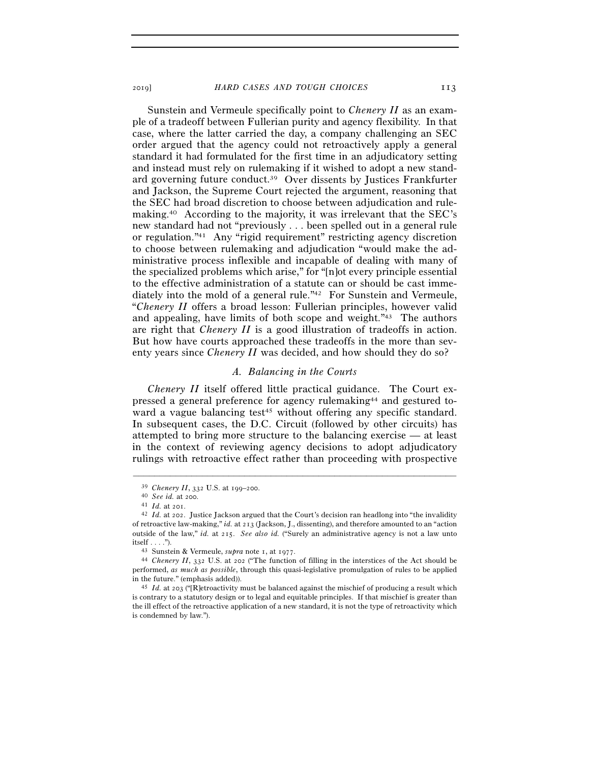Sunstein and Vermeule specifically point to *Chenery II* as an example of a tradeoff between Fullerian purity and agency flexibility. In that case, where the latter carried the day, a company challenging an SEC order argued that the agency could not retroactively apply a general standard it had formulated for the first time in an adjudicatory setting and instead must rely on rulemaking if it wished to adopt a new standard governing future conduct.[39] Over dissents by Justices Frankfurter and Jackson, the Supreme Court rejected the argument, reasoning that the SEC had broad discretion to choose between adjudication and rulemaking.[40] According to the majority, it was irrelevant that the SEC's new standard had not "previously . . . been spelled out in a general rule or regulation."[41] Any "rigid requirement" restricting agency discretion to choose between rulemaking and adjudication "would make the administrative process inflexible and incapable of dealing with many of the specialized problems which arise," for "[n]ot every principle essential to the effective administration of a statute can or should be cast immediately into the mold of a general rule."[42] For Sunstein and Vermeule, "*Chenery II* offers a broad lesson: Fullerian principles, however valid and appealing, have limits of both scope and weight."[43] The authors are right that *Chenery II* is a good illustration of tradeoffs in action. But how have courts approached these tradeoffs in the more than seventy years since *Chenery II* was decided, and how should they do so?

### *A. Balancing in the Courts*

*Chenery II* itself offered little practical guidance. The Court expressed a general preference for agency rulemaking[44] and gestured toward a vague balancing test[45] without offering any specific standard. In subsequent cases, the D.C. Circuit (followed by other circuits) has attempted to bring more structure to the balancing exercise — at least in the context of reviewing agency decisions to adopt adjudicatory rulings with retroactive effect rather than proceeding with prospective

---

[39] *Chenery II*, 332 U.S. at 199–200.

[40] *See id.* at 200.

[41] *Id.* at 201.

[42] *Id.* at 202. Justice Jackson argued that the Court's decision ran headlong into "the invalidity of retroactive law-making," *id.* at 213 (Jackson, J., dissenting), and therefore amounted to an "action outside of the law," *id.* at 215. *See also id.* ("Surely an administrative agency is not a law unto itself . . . .").

[43] Sunstein & Vermeule, *supra* note 1, at 1977.

[44] *Chenery II*, 332 U.S. at 202 ("The function of filling in the interstices of the Act should be performed, *as much as possible*, through this quasi-legislative promulgation of rules to be applied in the future." (emphasis added)).

[45] *Id.* at 203 ("[R]etroactivity must be balanced against the mischief of producing a result which is contrary to a statutory design or to legal and equitable principles. If that mischief is greater than the ill effect of the retroactive application of a new standard, it is not the type of retroactivity which is condemned by law.").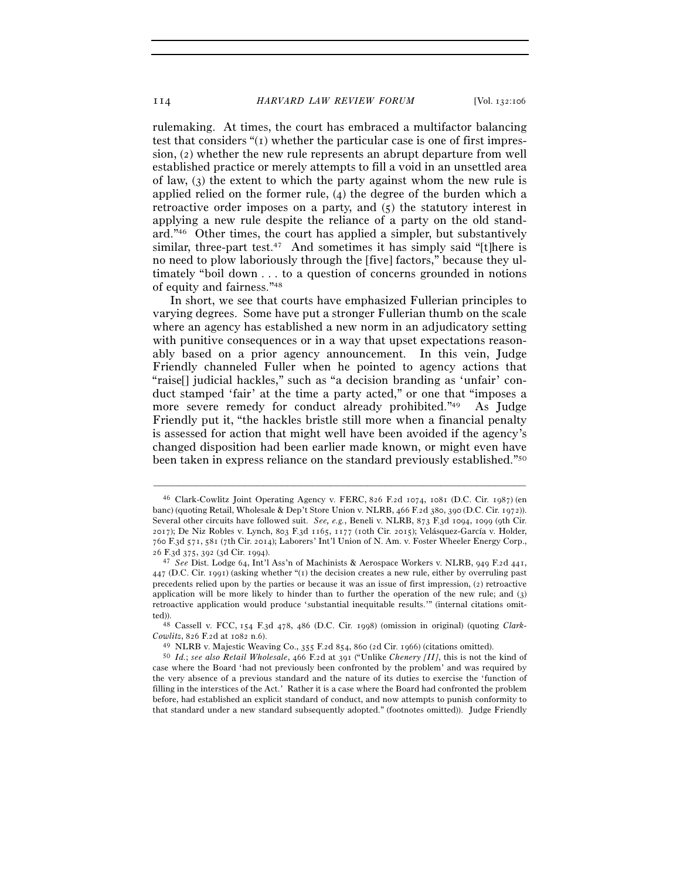rulemaking. At times, the court has embraced a multifactor balancing test that considers "(1) whether the particular case is one of first impression, (2) whether the new rule represents an abrupt departure from well established practice or merely attempts to fill a void in an unsettled area of law, (3) the extent to which the party against whom the new rule is applied relied on the former rule, (4) the degree of the burden which a retroactive order imposes on a party, and (5) the statutory interest in applying a new rule despite the reliance of a party on the old standard."[46] Other times, the court has applied a simpler, but substantively similar, three-part test.[47] And sometimes it has simply said "[t]here is no need to plow laboriously through the [five] factors," because they ultimately "boil down . . . to a question of concerns grounded in notions of equity and fairness."[48]

In short, we see that courts have emphasized Fullerian principles to varying degrees. Some have put a stronger Fullerian thumb on the scale where an agency has established a new norm in an adjudicatory setting with punitive consequences or in a way that upset expectations reasonably based on a prior agency announcement. In this vein, Judge Friendly channeled Fuller when he pointed to agency actions that "raise[] judicial hackles," such as "a decision branding as 'unfair' conduct stamped 'fair' at the time a party acted," or one that "imposes a more severe remedy for conduct already prohibited."[49] As Judge Friendly put it, "the hackles bristle still more when a financial penalty is assessed for action that might well have been avoided if the agency's changed disposition had been earlier made known, or might even have been taken in express reliance on the standard previously established."[50]

---

[46] Clark-Cowlitz Joint Operating Agency v. FERC, 826 F.2d 1074, 1081 (D.C. Cir. 1987) (en banc) (quoting Retail, Wholesale & Dep't Store Union v. NLRB, 466 F.2d 380, 390 (D.C. Cir. 1972)). Several other circuits have followed suit. *See, e.g.*, Beneli v. NLRB, 873 F.3d 1094, 1099 (9th Cir. 2017); De Niz Robles v. Lynch, 803 F.3d 1165, 1177 (10th Cir. 2015); Velásquez-García v. Holder, 760 F.3d 571, 581 (7th Cir. 2014); Laborers' Int'l Union of N. Am. v. Foster Wheeler Energy Corp., 26 F.3d 375, 392 (3d Cir. 1994).

[47] *See* Dist. Lodge 64, Int'l Ass'n of Machinists & Aerospace Workers v. NLRB, 949 F.2d 441, 447 (D.C. Cir. 1991) (asking whether "(1) the decision creates a new rule, either by overruling past precedents relied upon by the parties or because it was an issue of first impression, (2) retroactive application will be more likely to hinder than to further the operation of the new rule; and (3) retroactive application would produce 'substantial inequitable results.'" (internal citations omitted)).

[48] Cassell v. FCC, 154 F.3d 478, 486 (D.C. Cir. 1998) (omission in original) (quoting *Clark-Cowlitz*, 826 F.2d at 1082 n.6).

[49] NLRB v. Majestic Weaving Co., 355 F.2d 854, 860 (2d Cir. 1966) (citations omitted).

[50] *Id.*; *see also Retail Wholesale*, 466 F.2d at 391 ("Unlike *Chenery [II]*, this is not the kind of case where the Board 'had not previously been confronted by the problem' and was required by the very absence of a previous standard and the nature of its duties to exercise the 'function of filling in the interstices of the Act.' Rather it is a case where the Board had confronted the problem before, had established an explicit standard of conduct, and now attempts to punish conformity to that standard under a new standard subsequently adopted." (footnotes omitted)). Judge Friendly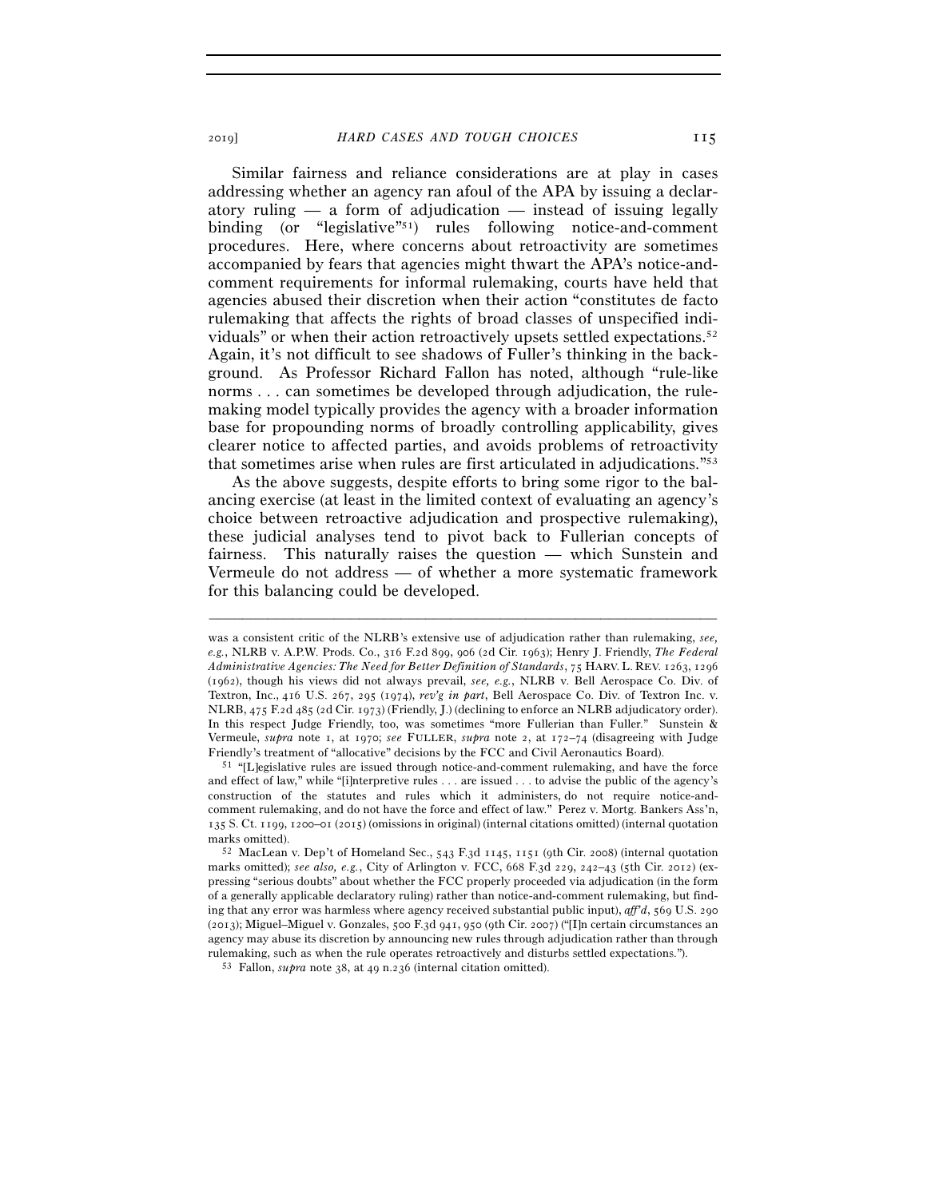Similar fairness and reliance considerations are at play in cases addressing whether an agency ran afoul of the APA by issuing a declaratory ruling — a form of adjudication — instead of issuing legally binding (or "legislative"[51]) rules following notice-and-comment procedures. Here, where concerns about retroactivity are sometimes accompanied by fears that agencies might thwart the APA's notice-and-comment requirements for informal rulemaking, courts have held that agencies abused their discretion when their action "constitutes de facto rulemaking that affects the rights of broad classes of unspecified individuals" or when their action retroactively upsets settled expectations.[52] Again, it's not difficult to see shadows of Fuller's thinking in the background. As Professor Richard Fallon has noted, although "rule-like norms . . . can sometimes be developed through adjudication, the rulemaking model typically provides the agency with a broader information base for propounding norms of broadly controlling applicability, gives clearer notice to affected parties, and avoids problems of retroactivity that sometimes arise when rules are first articulated in adjudications."[53]

As the above suggests, despite efforts to bring some rigor to the balancing exercise (at least in the limited context of evaluating an agency's choice between retroactive adjudication and prospective rulemaking), these judicial analyses tend to pivot back to Fullerian concepts of fairness. This naturally raises the question — which Sunstein and Vermeule do not address — of whether a more systematic framework for this balancing could be developed.

---

was a consistent critic of the NLRB's extensive use of adjudication rather than rulemaking, *see, e.g.*, NLRB v. A.P.W. Prods. Co., 316 F.2d 899, 906 (2d Cir. 1963); Henry J. Friendly, *The Federal Administrative Agencies: The Need for Better Definition of Standards*, 75 HARV. L. REV. 1263, 1296 (1962), though his views did not always prevail, *see, e.g.*, NLRB v. Bell Aerospace Co. Div. of Textron, Inc., 416 U.S. 267, 295 (1974), *rev'g in part*, Bell Aerospace Co. Div. of Textron Inc. v. NLRB, 475 F.2d 485 (2d Cir. 1973) (Friendly, J.) (declining to enforce an NLRB adjudicatory order). In this respect Judge Friendly, too, was sometimes "more Fullerian than Fuller." Sunstein & Vermeule, *supra* note 1, at 1970; *see* FULLER, *supra* note 2, at 172–74 (disagreeing with Judge Friendly's treatment of "allocative" decisions by the FCC and Civil Aeronautics Board).

[51] "[L]egislative rules are issued through notice-and-comment rulemaking, and have the force and effect of law," while "[i]nterpretive rules . . . are issued . . . to advise the public of the agency's construction of the statutes and rules which it administers, do not require notice-and-comment rulemaking, and do not have the force and effect of law." Perez v. Mortg. Bankers Ass'n, 135 S. Ct. 1199, 1200–01 (2015) (omissions in original) (internal citations omitted) (internal quotation marks omitted).

[52] MacLean v. Dep't of Homeland Sec., 543 F.3d 1145, 1151 (9th Cir. 2008) (internal quotation marks omitted); *see also, e.g.*, City of Arlington v. FCC, 668 F.3d 229, 242–43 (5th Cir. 2012) (expressing "serious doubts" about whether the FCC properly proceeded via adjudication (in the form of a generally applicable declaratory ruling) rather than notice-and-comment rulemaking, but finding that any error was harmless where agency received substantial public input), *aff'd*, 569 U.S. 290 (2013); Miguel–Miguel v. Gonzales, 500 F.3d 941, 950 (9th Cir. 2007) ("[I]n certain circumstances an agency may abuse its discretion by announcing new rules through adjudication rather than through rulemaking, such as when the rule operates retroactively and disturbs settled expectations.").

[53] Fallon, *supra* note 38, at 49 n.236 (internal citation omitted).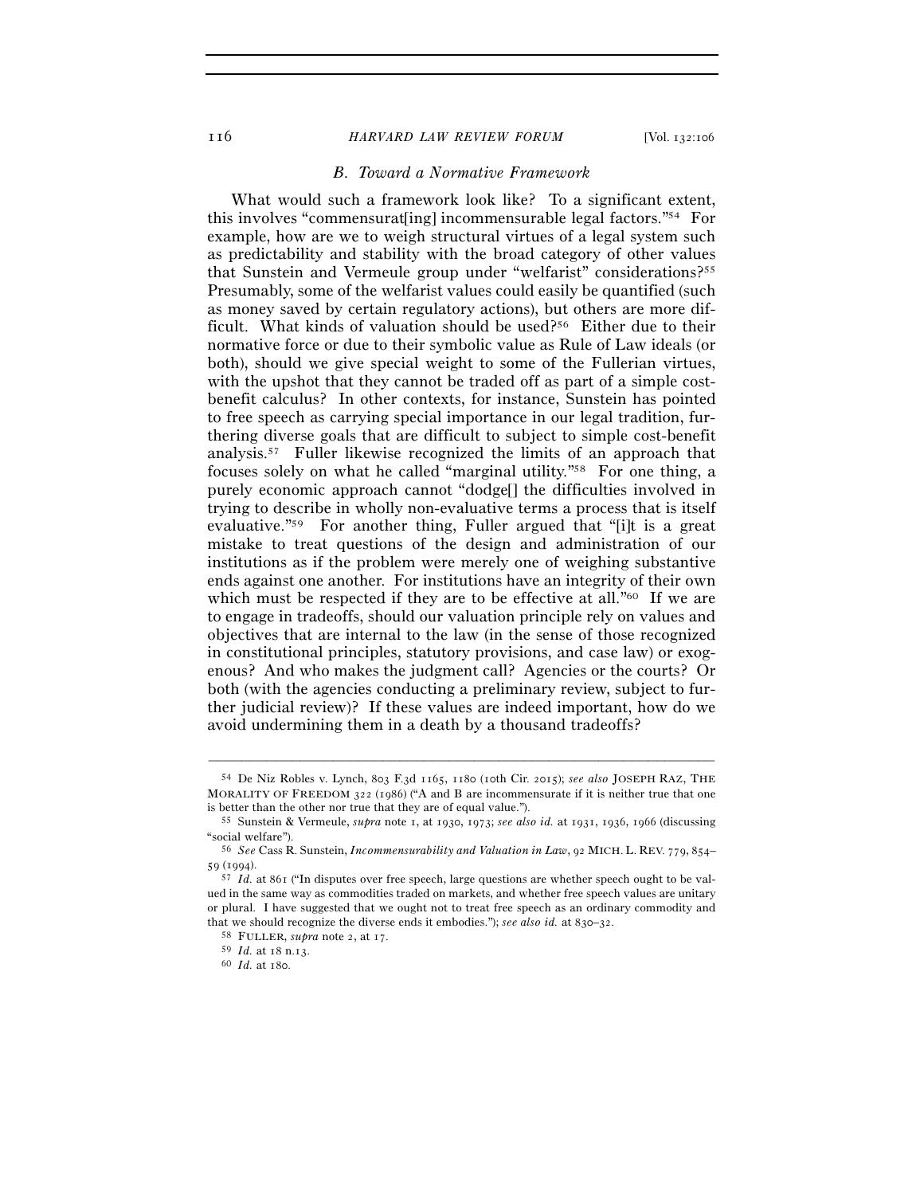### *B. Toward a Normative Framework*

What would such a framework look like? To a significant extent, this involves "commensurat[ing] incommensurable legal factors."[54] For example, how are we to weigh structural virtues of a legal system such as predictability and stability with the broad category of other values that Sunstein and Vermeule group under "welfarist" considerations?[55] Presumably, some of the welfarist values could easily be quantified (such as money saved by certain regulatory actions), but others are more difficult. What kinds of valuation should be used?[56] Either due to their normative force or due to their symbolic value as Rule of Law ideals (or both), should we give special weight to some of the Fullerian virtues, with the upshot that they cannot be traded off as part of a simple cost-benefit calculus? In other contexts, for instance, Sunstein has pointed to free speech as carrying special importance in our legal tradition, furthering diverse goals that are difficult to subject to simple cost-benefit analysis.[57] Fuller likewise recognized the limits of an approach that focuses solely on what he called "marginal utility."[58] For one thing, a purely economic approach cannot "dodge[] the difficulties involved in trying to describe in wholly non-evaluative terms a process that is itself evaluative."[59] For another thing, Fuller argued that "[i]t is a great mistake to treat questions of the design and administration of our institutions as if the problem were merely one of weighing substantive ends against one another. For institutions have an integrity of their own which must be respected if they are to be effective at all."[60] If we are to engage in tradeoffs, should our valuation principle rely on values and objectives that are internal to the law (in the sense of those recognized in constitutional principles, statutory provisions, and case law) or exogenous? And who makes the judgment call? Agencies or the courts? Or both (with the agencies conducting a preliminary review, subject to further judicial review)? If these values are indeed important, how do we avoid undermining them in a death by a thousand tradeoffs?

---

[54] De Niz Robles v. Lynch, 803 F.3d 1165, 1180 (10th Cir. 2015); *see also* JOSEPH RAZ, THE MORALITY OF FREEDOM 322 (1986) ("A and B are incommensurate if it is neither true that one is better than the other nor true that they are of equal value.").

[55] Sunstein & Vermeule, *supra* note 1, at 1930, 1973; *see also id.* at 1931, 1936, 1966 (discussing "social welfare").

[56] *See* Cass R. Sunstein, *Incommensurability and Valuation in Law*, 92 MICH. L. REV. 779, 854–59 (1994).

[57] *Id.* at 861 ("In disputes over free speech, large questions are whether speech ought to be valued in the same way as commodities traded on markets, and whether free speech values are unitary or plural. I have suggested that we ought not to treat free speech as an ordinary commodity and that we should recognize the diverse ends it embodies."); *see also id.* at 830–32.

[58] FULLER, *supra* note 2, at 17.

[59] *Id.* at 18 n.13.

[60] *Id.* at 180.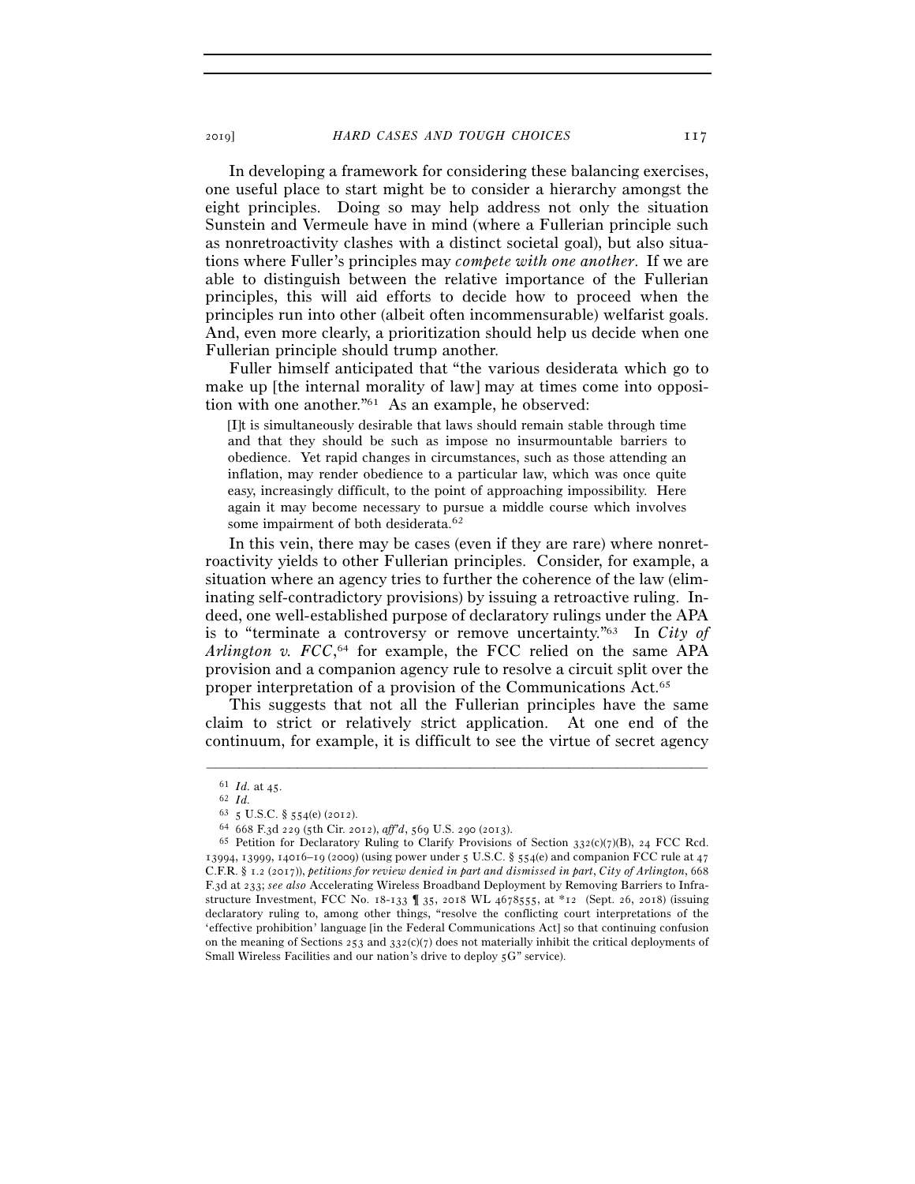In developing a framework for considering these balancing exercises, one useful place to start might be to consider a hierarchy amongst the eight principles. Doing so may help address not only the situation Sunstein and Vermeule have in mind (where a Fullerian principle such as nonretroactivity clashes with a distinct societal goal), but also situations where Fuller's principles may *compete with one another*. If we are able to distinguish between the relative importance of the Fullerian principles, this will aid efforts to decide how to proceed when the principles run into other (albeit often incommensurable) welfarist goals. And, even more clearly, a prioritization should help us decide when one Fullerian principle should trump another.

Fuller himself anticipated that "the various desiderata which go to make up [the internal morality of law] may at times come into opposition with one another."[61] As an example, he observed:

> [I]t is simultaneously desirable that laws should remain stable through time and that they should be such as impose no insurmountable barriers to obedience. Yet rapid changes in circumstances, such as those attending an inflation, may render obedience to a particular law, which was once quite easy, increasingly difficult, to the point of approaching impossibility. Here again it may become necessary to pursue a middle course which involves some impairment of both desiderata.[62]

In this vein, there may be cases (even if they are rare) where nonretroactivity yields to other Fullerian principles. Consider, for example, a situation where an agency tries to further the coherence of the law (eliminating self-contradictory provisions) by issuing a retroactive ruling. Indeed, one well-established purpose of declaratory rulings under the APA is to "terminate a controversy or remove uncertainty."[63] In *City of Arlington v. FCC*,[64] for example, the FCC relied on the same APA provision and a companion agency rule to resolve a circuit split over the proper interpretation of a provision of the Communications Act.[65]

This suggests that not all the Fullerian principles have the same claim to strict or relatively strict application. At one end of the continuum, for example, it is difficult to see the virtue of secret agency

---

[61] *Id.* at 45.

[62] *Id.*

[63] 5 U.S.C. § 554(e) (2012).

[64] 668 F.3d 229 (5th Cir. 2012), *aff'd*, 569 U.S. 290 (2013).

[65] Petition for Declaratory Ruling to Clarify Provisions of Section 332(c)(7)(B), 24 FCC Rcd. 13994, 13999, 14016–19 (2009) (using power under 5 U.S.C. § 554(e) and companion FCC rule at 47 C.F.R. § 1.2 (2017)), *petitions for review denied in part and dismissed in part*, *City of Arlington*, 668 F.3d at 233; *see also* Accelerating Wireless Broadband Deployment by Removing Barriers to Infrastructure Investment, FCC No. 18-133 ¶ 35, 2018 WL 4678555, at *12 (Sept. 26, 2018) (issuing declaratory ruling to, among other things, "resolve the conflicting court interpretations of the 'effective prohibition' language [in the Federal Communications Act] so that continuing confusion on the meaning of Sections 253 and 332(c)(7) does not materially inhibit the critical deployments of Small Wireless Facilities and our nation's drive to deploy 5G" service).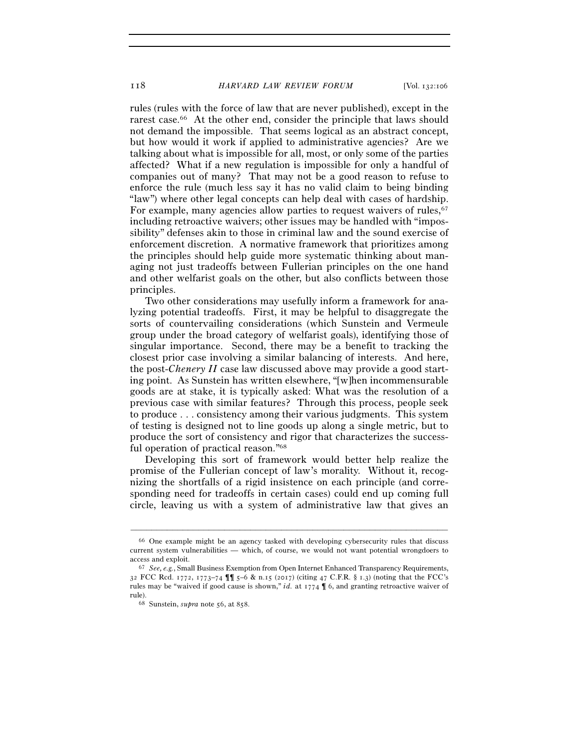rules (rules with the force of law that are never published), except in the rarest case.[66] At the other end, consider the principle that laws should not demand the impossible. That seems logical as an abstract concept, but how would it work if applied to administrative agencies? Are we talking about what is impossible for all, most, or only some of the parties affected? What if a new regulation is impossible for only a handful of companies out of many? That may not be a good reason to refuse to enforce the rule (much less say it has no valid claim to being binding "law") where other legal concepts can help deal with cases of hardship. For example, many agencies allow parties to request waivers of rules,[67] including retroactive waivers; other issues may be handled with "impossibility" defenses akin to those in criminal law and the sound exercise of enforcement discretion. A normative framework that prioritizes among the principles should help guide more systematic thinking about managing not just tradeoffs between Fullerian principles on the one hand and other welfarist goals on the other, but also conflicts between those principles.

Two other considerations may usefully inform a framework for analyzing potential tradeoffs. First, it may be helpful to disaggregate the sorts of countervailing considerations (which Sunstein and Vermeule group under the broad category of welfarist goals), identifying those of singular importance. Second, there may be a benefit to tracking the closest prior case involving a similar balancing of interests. And here, the post-*Chenery II* case law discussed above may provide a good starting point. As Sunstein has written elsewhere, "[w]hen incommensurable goods are at stake, it is typically asked: What was the resolution of a previous case with similar features? Through this process, people seek to produce . . . consistency among their various judgments. This system of testing is designed not to line goods up along a single metric, but to produce the sort of consistency and rigor that characterizes the successful operation of practical reason."[68]

Developing this sort of framework would better help realize the promise of the Fullerian concept of law's morality. Without it, recognizing the shortfalls of a rigid insistence on each principle (and corresponding need for tradeoffs in certain cases) could end up coming full circle, leaving us with a system of administrative law that gives an

---

[66] One example might be an agency tasked with developing cybersecurity rules that discuss current system vulnerabilities — which, of course, we would not want potential wrongdoers to access and exploit.

[67] *See, e.g.*, Small Business Exemption from Open Internet Enhanced Transparency Requirements, 32 FCC Rcd. 1772, 1773–74 ¶¶ 5–6 & n.15 (2017) (citing 47 C.F.R. § 1.3) (noting that the FCC's rules may be "waived if good cause is shown," *id.* at 1774 ¶ 6, and granting retroactive waiver of rule).

[68] Sunstein, *supra* note 56, at 858.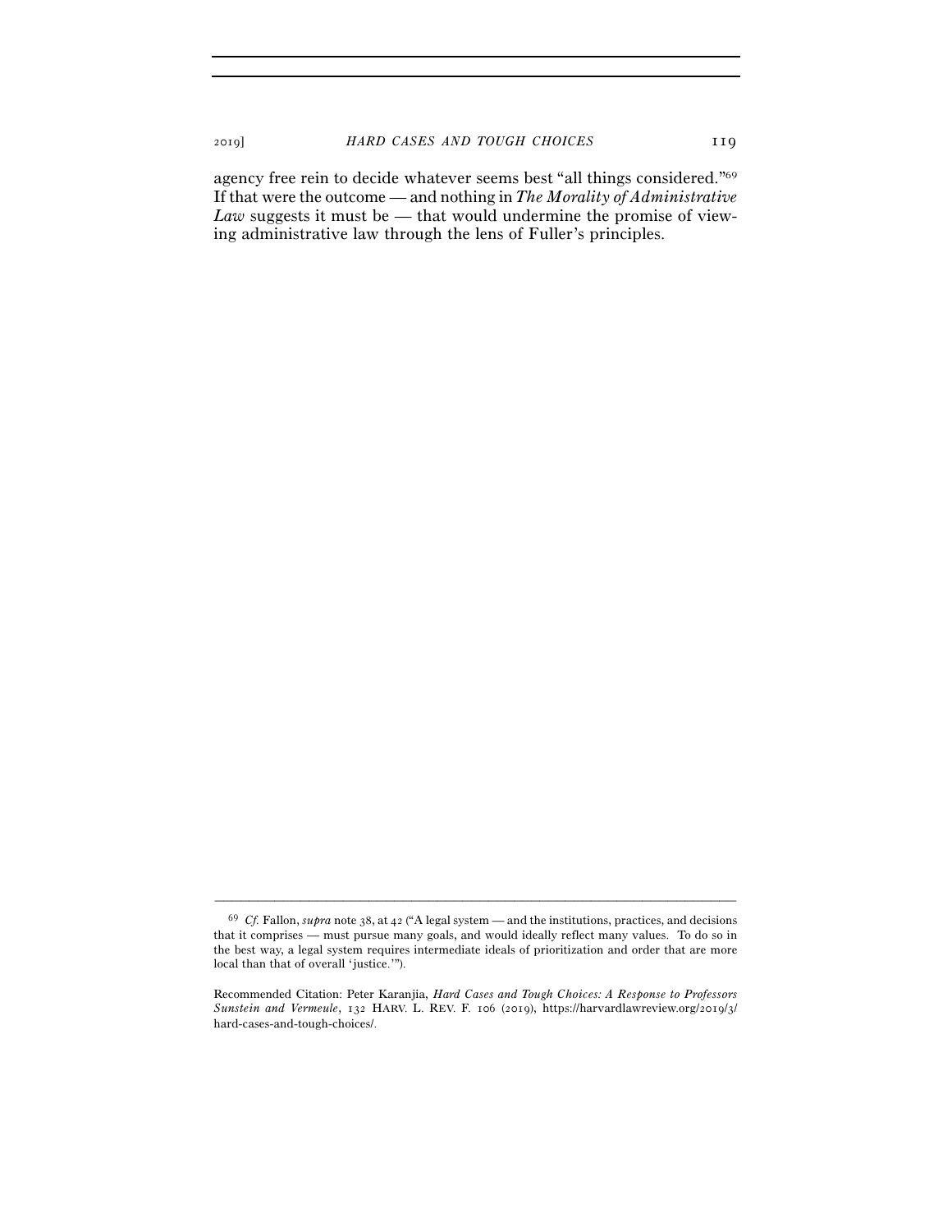agency free rein to decide whatever seems best "all things considered."[69] If that were the outcome — and nothing in *The Morality of Administrative Law* suggests it must be — that would undermine the promise of viewing administrative law through the lens of Fuller's principles.

---

[69] *Cf.* Fallon, *supra* note 38, at 42 ("A legal system — and the institutions, practices, and decisions that it comprises — must pursue many goals, and would ideally reflect many values. To do so in the best way, a legal system requires intermediate ideals of prioritization and order that are more local than that of overall 'justice.'").

Recommended Citation: Peter Karanjia, *Hard Cases and Tough Choices: A Response to Professors Sunstein and Vermeule*, 132 HARV. L. REV. F. 106 (2019), https://harvardlawreview.org/2019/3/hard-cases-and-tough-choices/.